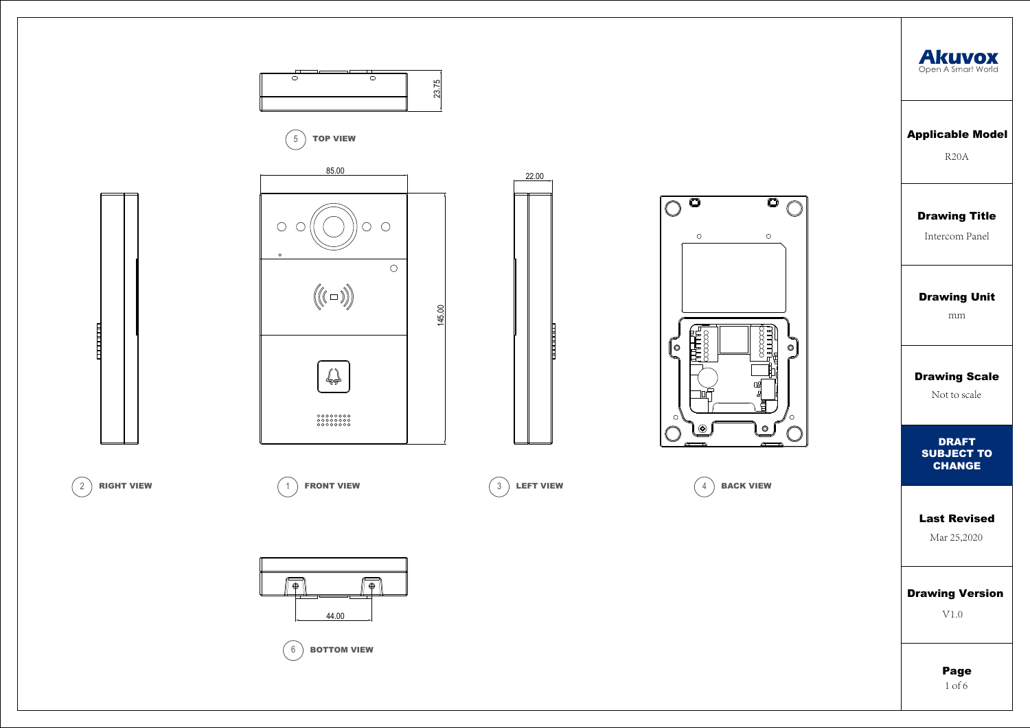5 TOP VIEW

23.75

85.00

145.00

22.00

2 RIGHT VIEW

1 FRONT VIEW

3 LEFT VIEW

4 BACK VIEW

44.00

6 BOTTOM VIEW

**Akuvox**
Open A Smart World

| | |
|---|---|
| **Applicable Model** | R20A |
| **Drawing Title** | Intercom Panel |
| **Drawing Unit** | mm |
| **Drawing Scale** | Not to scale |
| **DRAFT SUBJECT TO CHANGE** | |
| **Last Revised** | Mar 25,2020 |
| **Drawing Version** | V1.0 |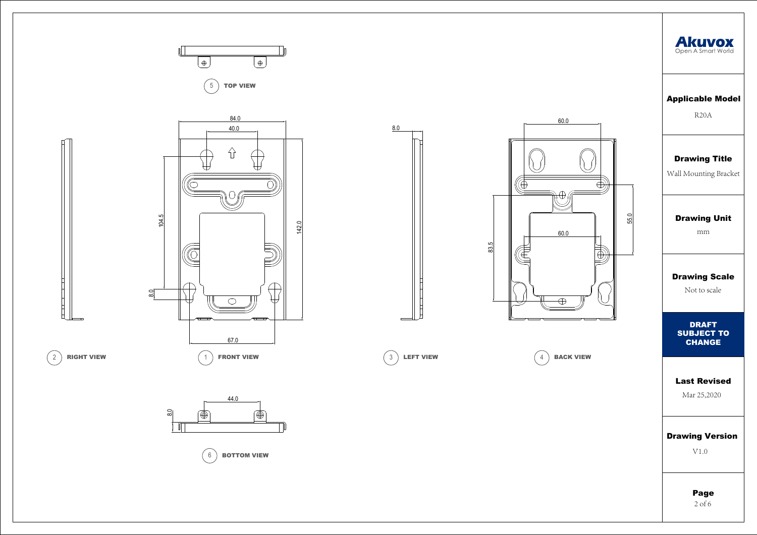5 TOP VIEW

84.0

40.0

104.5

142.0

8.0

67.0

2 RIGHT VIEW

1 FRONT VIEW

8.0

3 LEFT VIEW

60.0

55.0

60.0

83.5

4 BACK VIEW

44.0

8.0

6 BOTTOM VIEW

**Akuvox**
Open A Smart World

| | |
|---|---|
| **Applicable Model** | R20A |
| **Drawing Title** | Wall Mounting Bracket |
| **Drawing Unit** | mm |
| **Drawing Scale** | Not to scale |
| **DRAFT SUBJECT TO CHANGE** | |
| **Last Revised** | Mar 25,2020 |
| **Drawing Version** | V1.0 |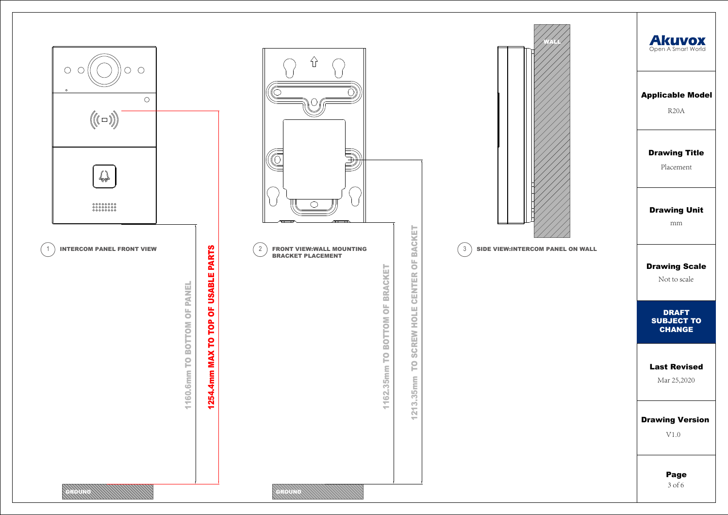**Akuvox**
Open A Smart World

| | |
|---|---|
| **Applicable Model** | R20A |
| **Drawing Title** | Placement |
| **Drawing Unit** | mm |
| **Drawing Scale** | Not to scale |
| **DRAFT SUBJECT TO CHANGE** | |
| **Last Revised** | Mar 25,2020 |
| **Drawing Version** | V1.0 |
| **Page** | 3 of 6 |

1 **INTERCOM PANEL FRONT VIEW**

- 1160.6mm TO BOTTOM OF PANEL
- **1254.4mm MAX TO TOP OF USABLE PARTS**
- GROUND

2 **FRONT VIEW:WALL MOUNTING BRACKET PLACEMENT**

- 1162.35mm TO BOTTOM OF BRACKET
- 1213.35mm TO SCREW HOLE CENTER OF BACKET
- GROUND

3 **SIDE VIEW:INTERCOM PANEL ON WALL**

- WALL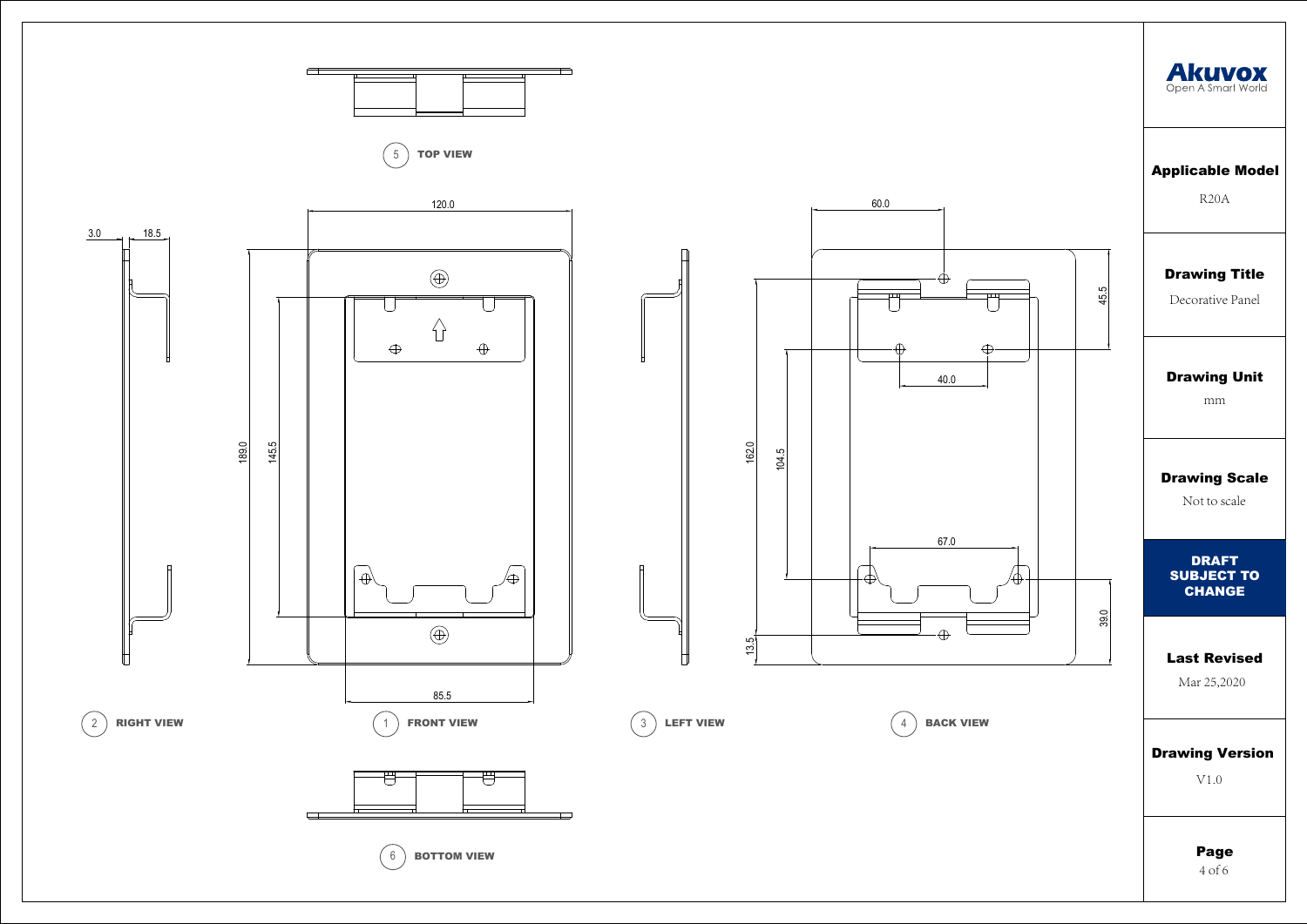**5 TOP VIEW**

**2 RIGHT VIEW**

3.0

18.5

**1 FRONT VIEW**

120.0

189.0

145.5

85.5

**3 LEFT VIEW**

**4 BACK VIEW**

60.0

45.5

162.0

104.5

40.0

67.0

39.0

13.5

**6 BOTTOM VIEW**

**Akuvox**
Open A Smart World

| | |
|---|---|
| **Applicable Model** | R20A |
| **Drawing Title** | Decorative Panel |
| **Drawing Unit** | mm |
| **Drawing Scale** | Not to scale |
| **DRAFT SUBJECT TO CHANGE** | |
| **Last Revised** | Mar 25,2020 |
| **Drawing Version** | V1.0 |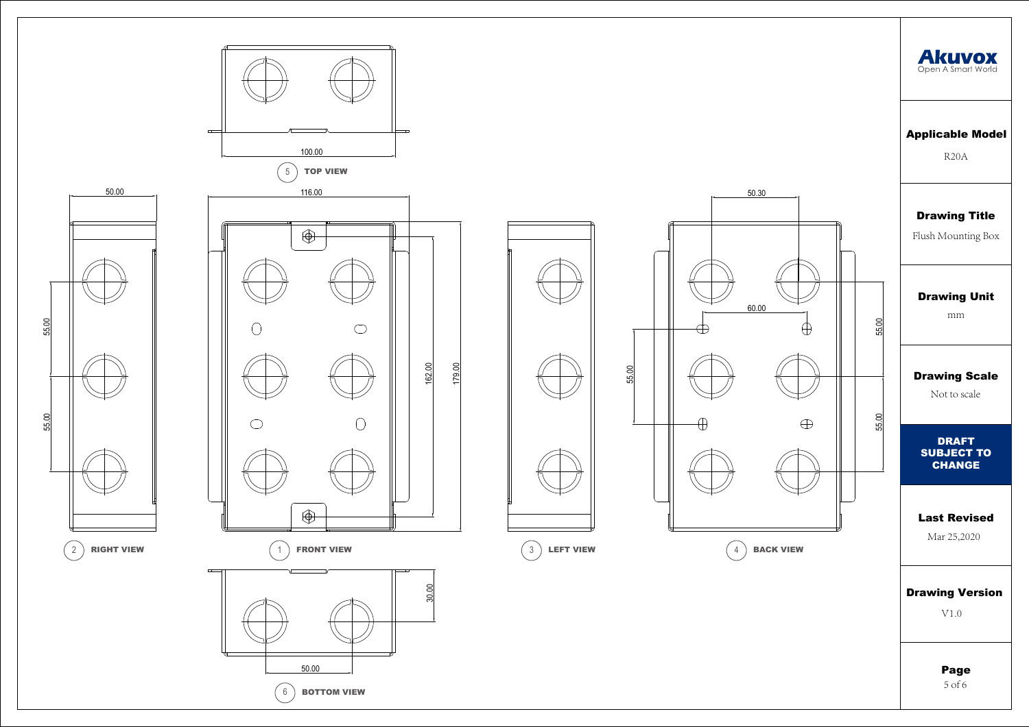**Akuvox**
Open A Smart World

**Applicable Model**
R20A

**Drawing Title**
Flush Mounting Box

**Drawing Unit**
mm

**Drawing Scale**
Not to scale

**DRAFT SUBJECT TO CHANGE**

**Last Revised**
Mar 25,2020

**Drawing Version**
V1.0

5 TOP VIEW

100.00

2 RIGHT VIEW

50.00

55.00

55.00

1 FRONT VIEW

116.00

162.00

179.00

3 LEFT VIEW

4 BACK VIEW

50.30

60.00

55.00

55.00

55.00

6 BOTTOM VIEW

30.00

50.00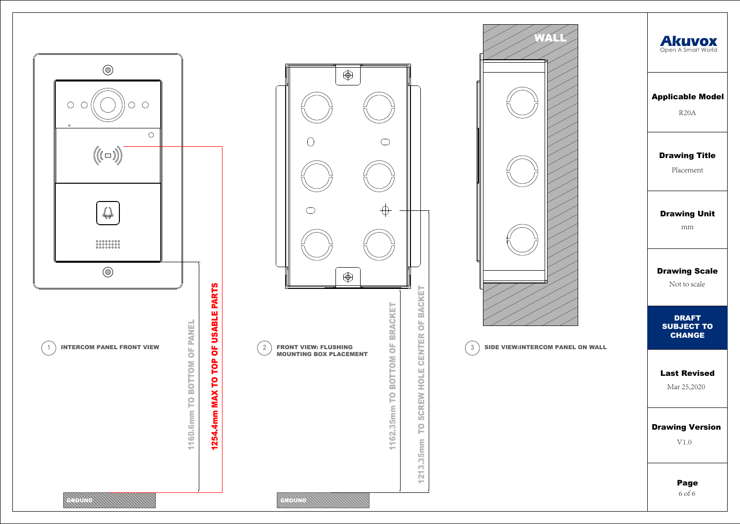1 INTERCOM PANEL FRONT VIEW

1160.6mm TO BOTTOM OF PANEL

1254.4mm MAX TO TOP OF USABLE PARTS

GROUND

2 FRONT VIEW: FLUSHING MOUNTING BOX PLACEMENT

1162.35mm TO BOTTOM OF BRACKET

1213.35mm TO SCREW HOLE CENTER OF BACKET

GROUND

WALL

3 SIDE VIEW:INTERCOM PANEL ON WALL

Akuvox
Open A Smart World

| | |
|---|---|
| **Applicable Model** | R20A |
| **Drawing Title** | Placement |
| **Drawing Unit** | mm |
| **Drawing Scale** | Not to scale |
| **DRAFT SUBJECT TO CHANGE** | |
| **Last Revised** | Mar 25,2020 |
| **Drawing Version** | V1.0 |
| **Page** | 6 of 6 |